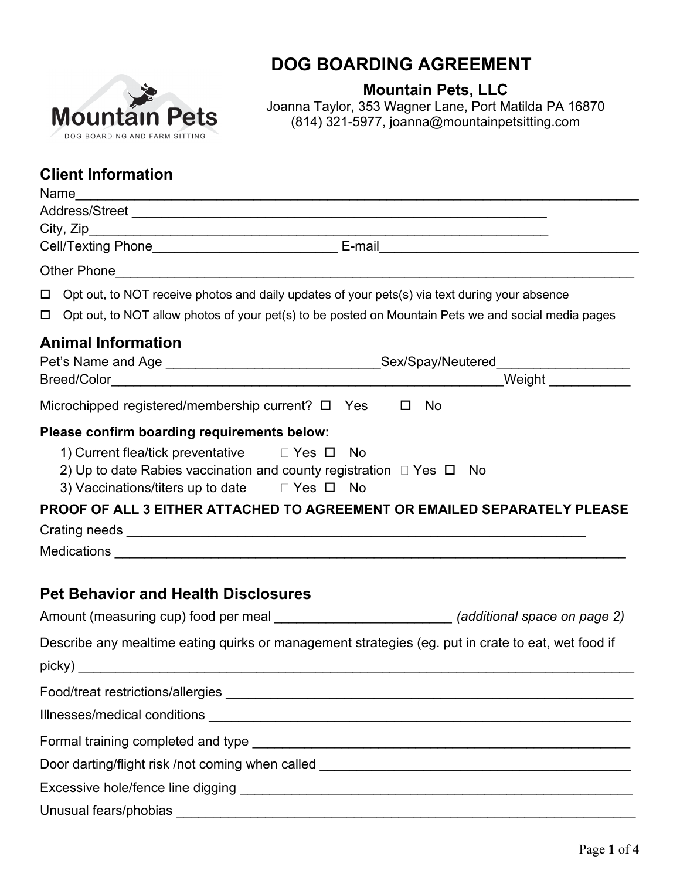# DOG BOARDING AGREEMENT

**Mountain Pets, LLC**

Joanna Taylor, 353 Wagner Lane, Port Matilda PA 16870
(814) 321-5977, joanna@mountainpetsitting.com

Mountain Pets
DOG BOARDING AND FARM SITTING

## Client Information

Name___________________________________________________________________________

Address/Street _____________________________________________________

City, Zip________________________________________________________________

Cell/Texting Phone________________________ E-mail_________________________________

Other Phone__________________________________________________________________

☐ Opt out, to NOT receive photos and daily updates of your pets(s) via text during your absence

☐ Opt out, to NOT allow photos of your pet(s) to be posted on Mountain Pets we and social media pages

## Animal Information

Pet's Name and Age ____________________________Sex/Spay/Neutered_________________

Breed/Color___________________________________________________Weight ___________

Microchipped registered/membership current? ☐ Yes ☐ No

**Please confirm boarding requirements below:**

1) Current flea/tick preventative ☐ Yes ☐ No
2) Up to date Rabies vaccination and county registration ☐ Yes ☐ No
3) Vaccinations/titers up to date ☐ Yes ☐ No

**PROOF OF ALL 3 EITHER ATTACHED TO AGREEMENT OR EMAILED SEPARATELY PLEASE**

Crating needs ___________________________________________________________

Medications ___________________________________________________________________

## Pet Behavior and Health Disclosures

Amount (measuring cup) food per meal _______________________ *(additional space on page 2)*

Describe any mealtime eating quirks or management strategies (eg. put in crate to eat, wet food if picky) ___________________________________________________________________________

Food/treat restrictions/allergies _____________________________________________________

Illnesses/medical conditions ________________________________________________________

Formal training completed and type __________________________________________________

Door darting/flight risk /not coming when called ________________________________________

Excessive hole/fence line digging ____________________________________________________

Unusual fears/phobias _____________________________________________________________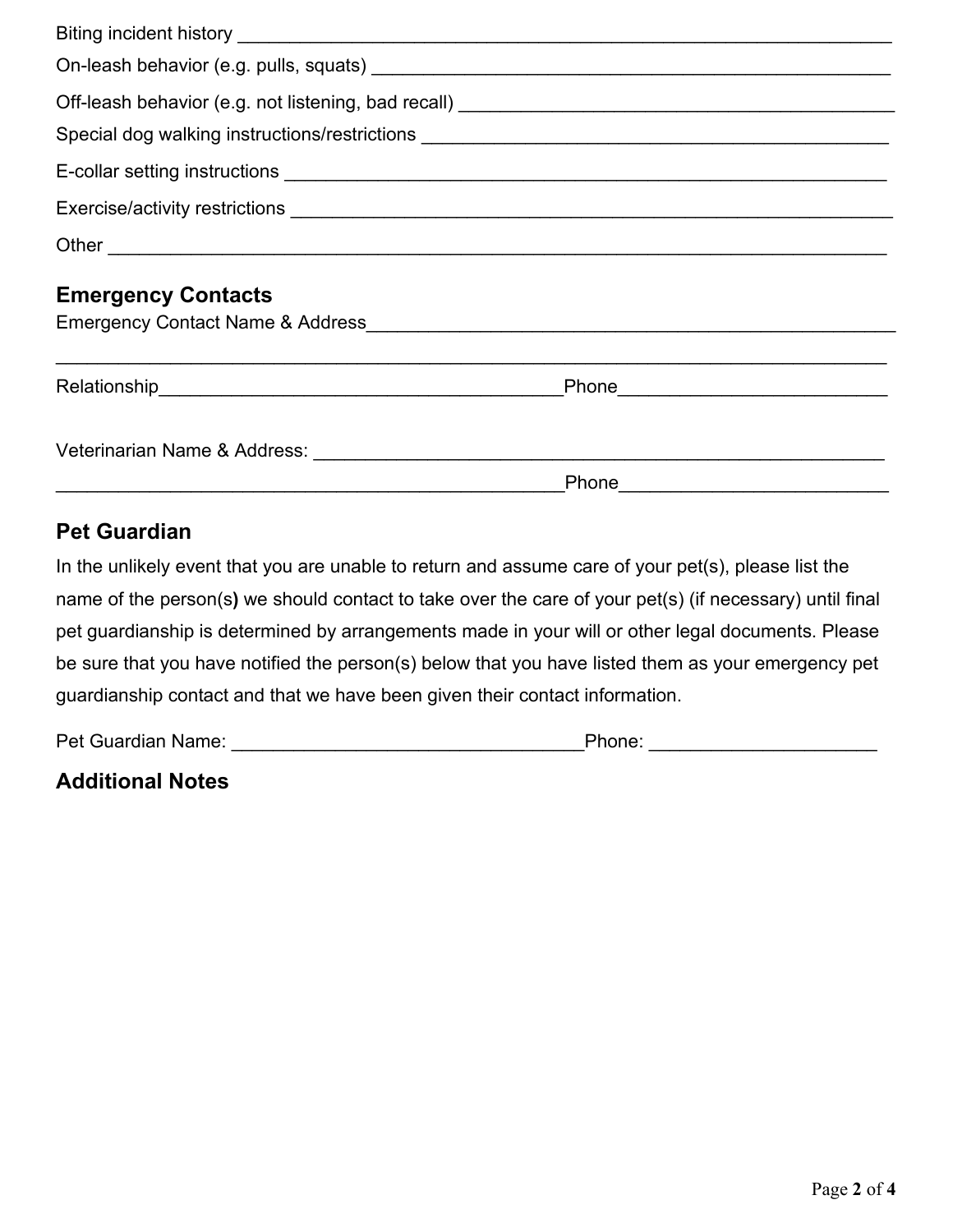Biting incident history ______________________________________________________________

On-leash behavior (e.g. pulls, squats) ___________________________________________________

Off-leash behavior (e.g. not listening, bad recall) ____________________________________________

Special dog walking instructions/restrictions _______________________________________________

E-collar setting instructions ___________________________________________________________

Exercise/activity restrictions __________________________________________________________

Other ______________________________________________________________________________

## Emergency Contacts

Emergency Contact Name & Address______________________________________________________

______________________________________________________________________________________

Relationship_______________________________________Phone__________________________

Veterinarian Name & Address: ________________________________________________________

______________________________________________________Phone__________________________

## Pet Guardian

In the unlikely event that you are unable to return and assume care of your pet(s), please list the name of the person(s**)** we should contact to take over the care of your pet(s) (if necessary) until final pet guardianship is determined by arrangements made in your will or other legal documents. Please be sure that you have notified the person(s) below that you have listed them as your emergency pet guardianship contact and that we have been given their contact information.

Pet Guardian Name: _________________________________Phone: _____________________

## Additional Notes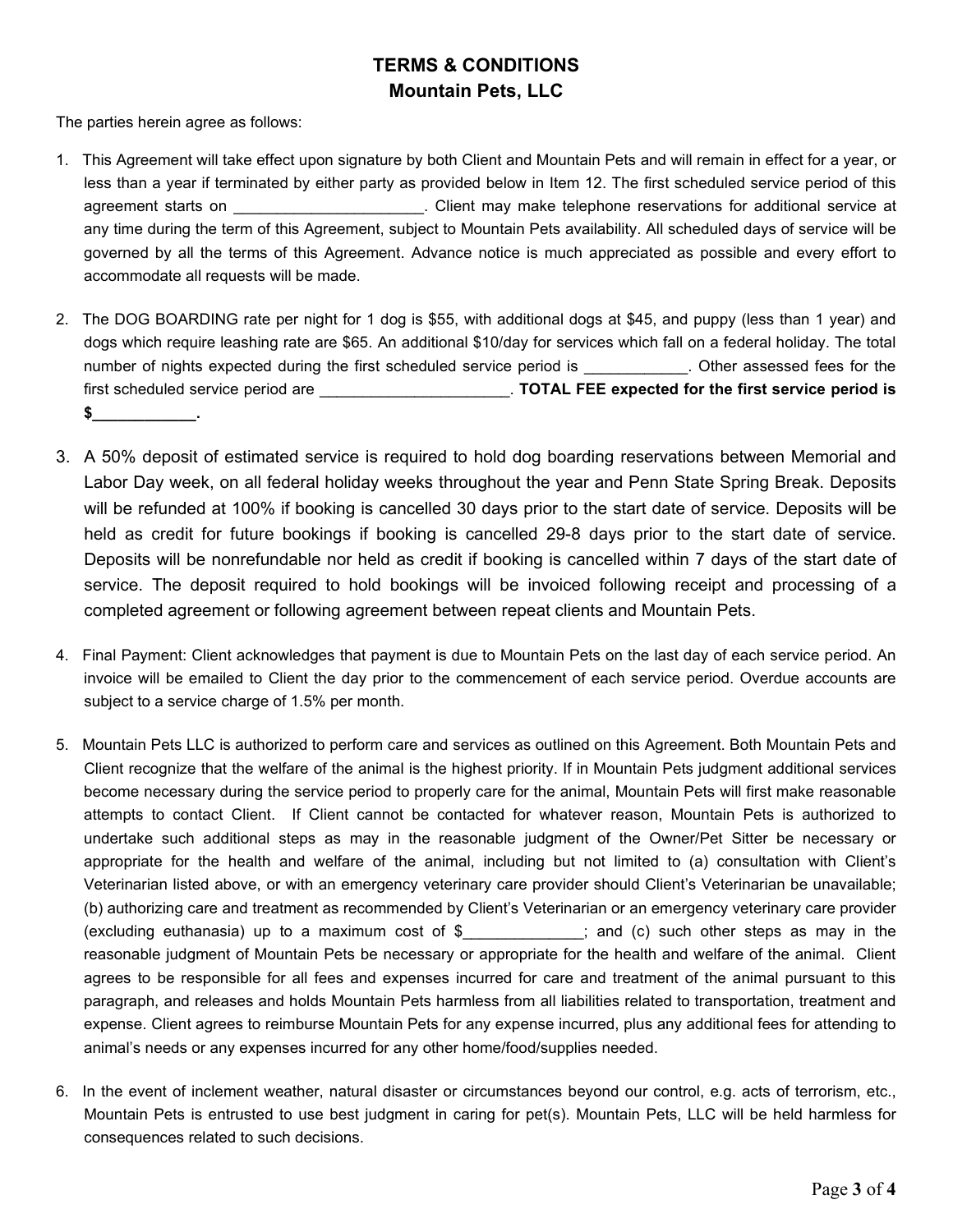# TERMS & CONDITIONS
## Mountain Pets, LLC

The parties herein agree as follows:

1. This Agreement will take effect upon signature by both Client and Mountain Pets and will remain in effect for a year, or less than a year if terminated by either party as provided below in Item 12. The first scheduled service period of this agreement starts on ______________________. Client may make telephone reservations for additional service at any time during the term of this Agreement, subject to Mountain Pets availability. All scheduled days of service will be governed by all the terms of this Agreement. Advance notice is much appreciated as possible and every effort to accommodate all requests will be made.

2. The DOG BOARDING rate per night for 1 dog is $55, with additional dogs at $45, and puppy (less than 1 year) and dogs which require leashing rate are $65. An additional $10/day for services which fall on a federal holiday. The total number of nights expected during the first scheduled service period is ____________. Other assessed fees for the first scheduled service period are ______________________. **TOTAL FEE expected for the first service period is $____________.**

3. A 50% deposit of estimated service is required to hold dog boarding reservations between Memorial and Labor Day week, on all federal holiday weeks throughout the year and Penn State Spring Break. Deposits will be refunded at 100% if booking is cancelled 30 days prior to the start date of service. Deposits will be held as credit for future bookings if booking is cancelled 29-8 days prior to the start date of service. Deposits will be nonrefundable nor held as credit if booking is cancelled within 7 days of the start date of service. The deposit required to hold bookings will be invoiced following receipt and processing of a completed agreement or following agreement between repeat clients and Mountain Pets.

4. Final Payment: Client acknowledges that payment is due to Mountain Pets on the last day of each service period. An invoice will be emailed to Client the day prior to the commencement of each service period. Overdue accounts are subject to a service charge of 1.5% per month.

5. Mountain Pets LLC is authorized to perform care and services as outlined on this Agreement. Both Mountain Pets and Client recognize that the welfare of the animal is the highest priority. If in Mountain Pets judgment additional services become necessary during the service period to properly care for the animal, Mountain Pets will first make reasonable attempts to contact Client. If Client cannot be contacted for whatever reason, Mountain Pets is authorized to undertake such additional steps as may in the reasonable judgment of the Owner/Pet Sitter be necessary or appropriate for the health and welfare of the animal, including but not limited to (a) consultation with Client's Veterinarian listed above, or with an emergency veterinary care provider should Client's Veterinarian be unavailable; (b) authorizing care and treatment as recommended by Client's Veterinarian or an emergency veterinary care provider (excluding euthanasia) up to a maximum cost of $______________; and (c) such other steps as may in the reasonable judgment of Mountain Pets be necessary or appropriate for the health and welfare of the animal. Client agrees to be responsible for all fees and expenses incurred for care and treatment of the animal pursuant to this paragraph, and releases and holds Mountain Pets harmless from all liabilities related to transportation, treatment and expense. Client agrees to reimburse Mountain Pets for any expense incurred, plus any additional fees for attending to animal's needs or any expenses incurred for any other home/food/supplies needed.

6. In the event of inclement weather, natural disaster or circumstances beyond our control, e.g. acts of terrorism, etc., Mountain Pets is entrusted to use best judgment in caring for pet(s). Mountain Pets, LLC will be held harmless for consequences related to such decisions.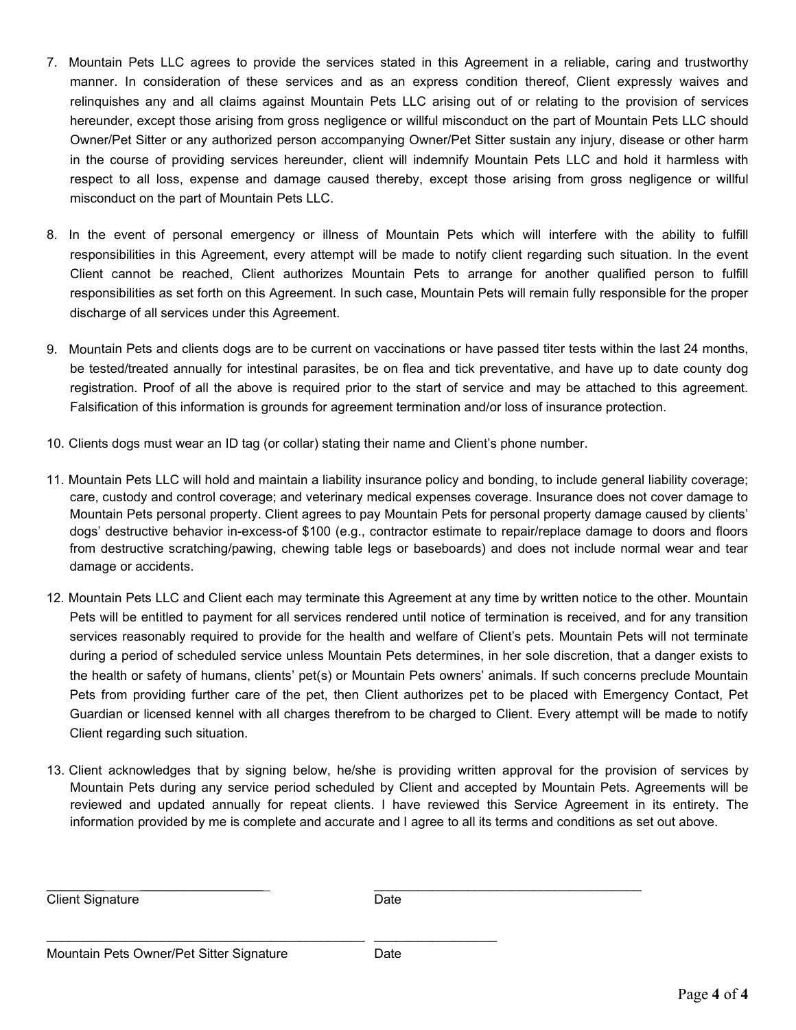7. Mountain Pets LLC agrees to provide the services stated in this Agreement in a reliable, caring and trustworthy manner. In consideration of these services and as an express condition thereof, Client expressly waives and relinquishes any and all claims against Mountain Pets LLC arising out of or relating to the provision of services hereunder, except those arising from gross negligence or willful misconduct on the part of Mountain Pets LLC should Owner/Pet Sitter or any authorized person accompanying Owner/Pet Sitter sustain any injury, disease or other harm in the course of providing services hereunder, client will indemnify Mountain Pets LLC and hold it harmless with respect to all loss, expense and damage caused thereby, except those arising from gross negligence or willful misconduct on the part of Mountain Pets LLC.

8. In the event of personal emergency or illness of Mountain Pets which will interfere with the ability to fulfill responsibilities in this Agreement, every attempt will be made to notify client regarding such situation. In the event Client cannot be reached, Client authorizes Mountain Pets to arrange for another qualified person to fulfill responsibilities as set forth on this Agreement. In such case, Mountain Pets will remain fully responsible for the proper discharge of all services under this Agreement.

9. Mountain Pets and clients dogs are to be current on vaccinations or have passed titer tests within the last 24 months, be tested/treated annually for intestinal parasites, be on flea and tick preventative, and have up to date county dog registration. Proof of all the above is required prior to the start of service and may be attached to this agreement. Falsification of this information is grounds for agreement termination and/or loss of insurance protection.

10. Clients dogs must wear an ID tag (or collar) stating their name and Client's phone number.

11. Mountain Pets LLC will hold and maintain a liability insurance policy and bonding, to include general liability coverage; care, custody and control coverage; and veterinary medical expenses coverage. Insurance does not cover damage to Mountain Pets personal property. Client agrees to pay Mountain Pets for personal property damage caused by clients' dogs' destructive behavior in-excess-of $100 (e.g., contractor estimate to repair/replace damage to doors and floors from destructive scratching/pawing, chewing table legs or baseboards) and does not include normal wear and tear damage or accidents.

12. Mountain Pets LLC and Client each may terminate this Agreement at any time by written notice to the other. Mountain Pets will be entitled to payment for all services rendered until notice of termination is received, and for any transition services reasonably required to provide for the health and welfare of Client's pets. Mountain Pets will not terminate during a period of scheduled service unless Mountain Pets determines, in her sole discretion, that a danger exists to the health or safety of humans, clients' pet(s) or Mountain Pets owners' animals. If such concerns preclude Mountain Pets from providing further care of the pet, then Client authorizes pet to be placed with Emergency Contact, Pet Guardian or licensed kennel with all charges therefrom to be charged to Client. Every attempt will be made to notify Client regarding such situation.

13. Client acknowledges that by signing below, he/she is providing written approval for the provision of services by Mountain Pets during any service period scheduled by Client and accepted by Mountain Pets. Agreements will be reviewed and updated annually for repeat clients. I have reviewed this Service Agreement in its entirety. The information provided by me is complete and accurate and I agree to all its terms and conditions as set out above.

______________________________ ______________________________

Client Signature Date

______________________________ ______________________________

Mountain Pets Owner/Pet Sitter Signature Date